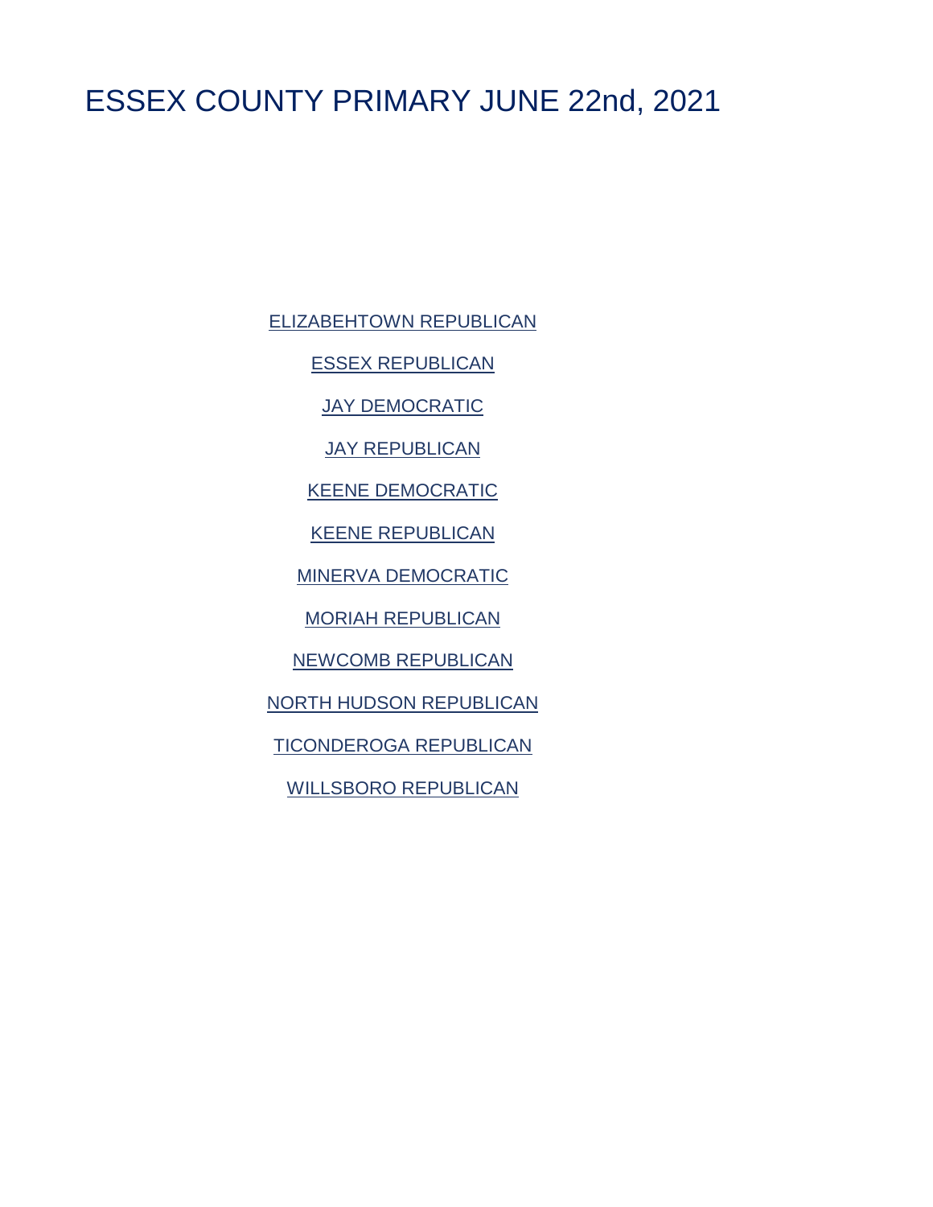# ESSEX COUNTY PRIMARY JUNE 22nd, 2021

ELIZABEHTOWN REPUBLICAN

ESSEX REPUBLICAN

JAY DEMOCRATIC

JAY REPUBLICAN

KEENE DEMOCRATIC

KEENE REPUBLICAN

MINERVA DEMOCRATIC

MORIAH REPUBLICAN

NEWCOMB REPUBLICAN

NORTH HUDSON REPUBLICAN

TICONDEROGA REPUBLICAN

WILLSBORO REPUBLICAN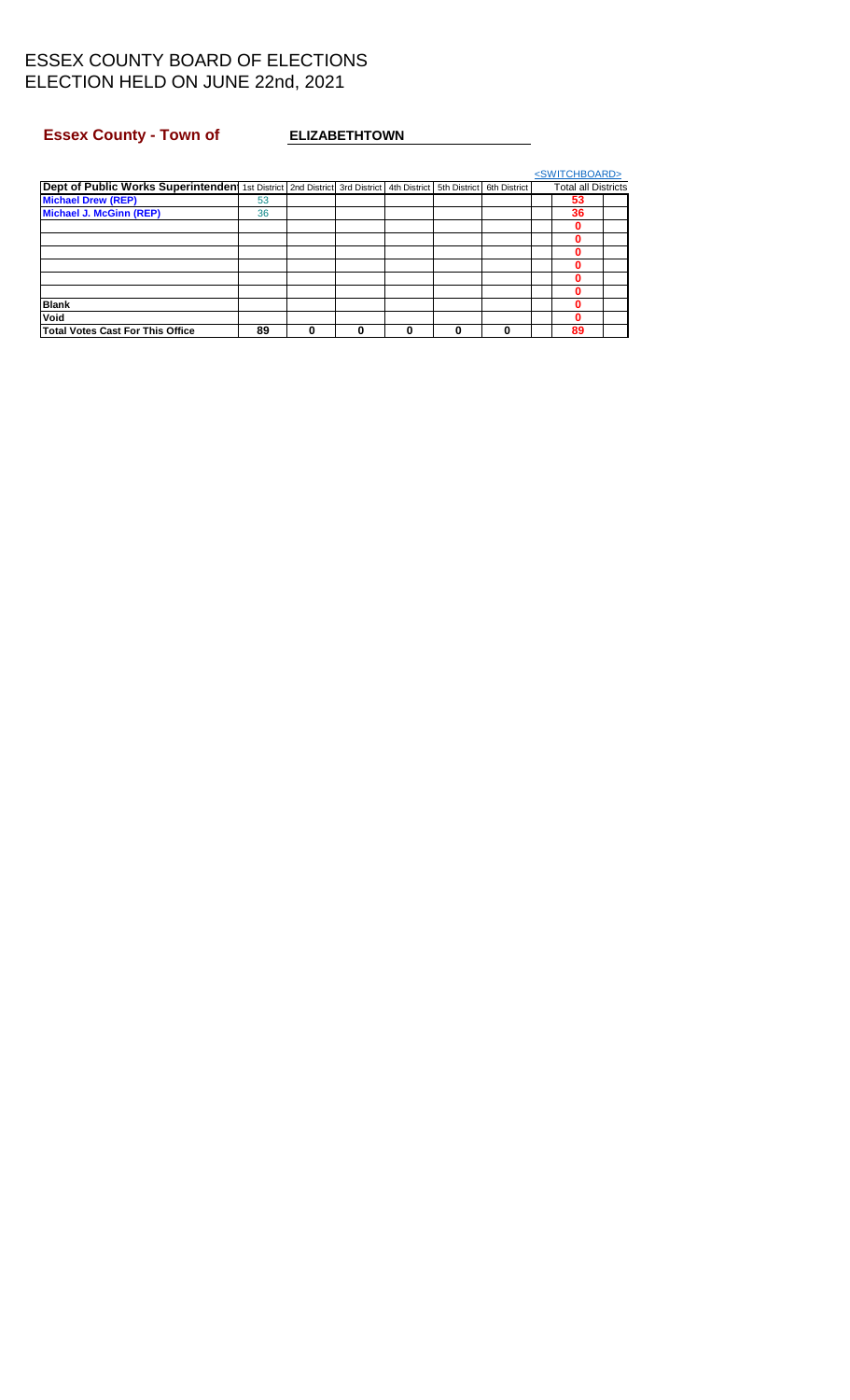# ESSEX COUNTY BOARD OF ELECTIONS
# ELECTION HELD ON JUNE 22nd, 2021

**Essex County - Town of** **ELIZABETHTOWN**

<SWITCHBOARD>

| Dept of Public Works Superintendent | 1st District | 2nd District | 3rd District | 4th District | 5th District | 6th District | | Total all Districts | |
|---|---|---|---|---|---|---|---|---|---|
| Michael Drew (REP) | 53 | | | | | | | 53 | |
| Michael J. McGinn (REP) | 36 | | | | | | | 36 | |
| | | | | | | | | 0 | |
| | | | | | | | | 0 | |
| | | | | | | | | 0 | |
| | | | | | | | | 0 | |
| | | | | | | | | 0 | |
| | | | | | | | | 0 | |
| Blank | | | | | | | | 0 | |
| Void | | | | | | | | 0 | |
| Total Votes Cast For This Office | 89 | 0 | 0 | 0 | 0 | 0 | | 89 | |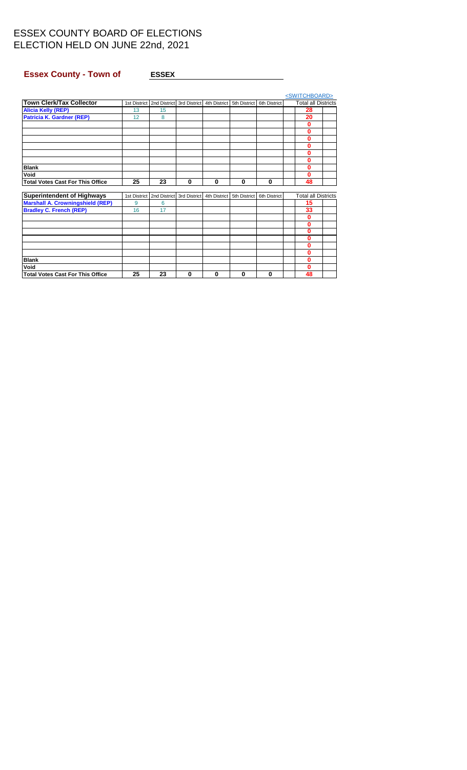# ESSEX COUNTY BOARD OF ELECTIONS
# ELECTION HELD ON JUNE 22nd, 2021

**Essex County - Town of** **ESSEX**

<SWITCHBOARD>

| Town Clerk/Tax Collector | 1st District | 2nd District | 3rd District | 4th District | 5th District | 6th District | Total all Districts |
|---|---|---|---|---|---|---|---|
| Alicia Kelly (REP) | 13 | 15 | | | | | 28 |
| Patricia K. Gardner (REP) | 12 | 8 | | | | | 20 |
| | | | | | | | 0 |
| | | | | | | | 0 |
| | | | | | | | 0 |
| | | | | | | | 0 |
| | | | | | | | 0 |
| | | | | | | | 0 |
| Blank | | | | | | | 0 |
| Void | | | | | | | 0 |
| Total Votes Cast For This Office | 25 | 23 | 0 | 0 | 0 | 0 | 48 |

| Superintendent of Highways | 1st District | 2nd District | 3rd District | 4th District | 5th District | 6th District | Total all Districts |
|---|---|---|---|---|---|---|---|
| Marshall A. Crowningshield (REP) | 9 | 6 | | | | | 15 |
| Bradley C. French (REP) | 16 | 17 | | | | | 33 |
| | | | | | | | 0 |
| | | | | | | | 0 |
| | | | | | | | 0 |
| | | | | | | | 0 |
| | | | | | | | 0 |
| | | | | | | | 0 |
| Blank | | | | | | | 0 |
| Void | | | | | | | 0 |
| Total Votes Cast For This Office | 25 | 23 | 0 | 0 | 0 | 0 | 48 |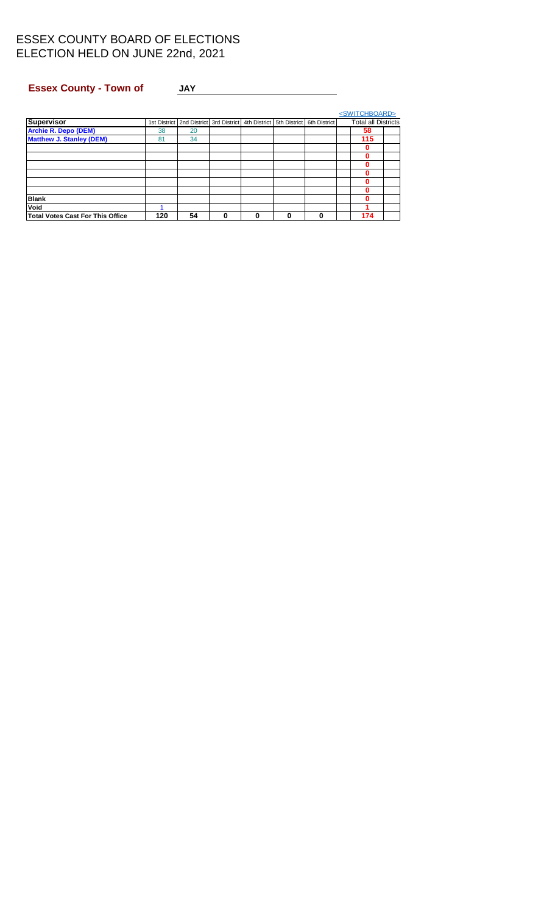# ESSEX COUNTY BOARD OF ELECTIONS
# ELECTION HELD ON JUNE 22nd, 2021

**Essex County - Town of** **JAY**

<SWITCHBOARD>

| Supervisor | 1st District | 2nd District | 3rd District | 4th District | 5th District | 6th District | | Total all Districts | |
|---|---|---|---|---|---|---|---|---|---|
| Archie R. Depo (DEM) | 38 | 20 | | | | | | 58 | |
| Matthew J. Stanley (DEM) | 81 | 34 | | | | | | 115 | |
| | | | | | | | | 0 | |
| | | | | | | | | 0 | |
| | | | | | | | | 0 | |
| | | | | | | | | 0 | |
| | | | | | | | | 0 | |
| | | | | | | | | 0 | |
| Blank | | | | | | | | 0 | |
| Void | 1 | | | | | | | 1 | |
| Total Votes Cast For This Office | 120 | 54 | 0 | 0 | 0 | 0 | | 174 | |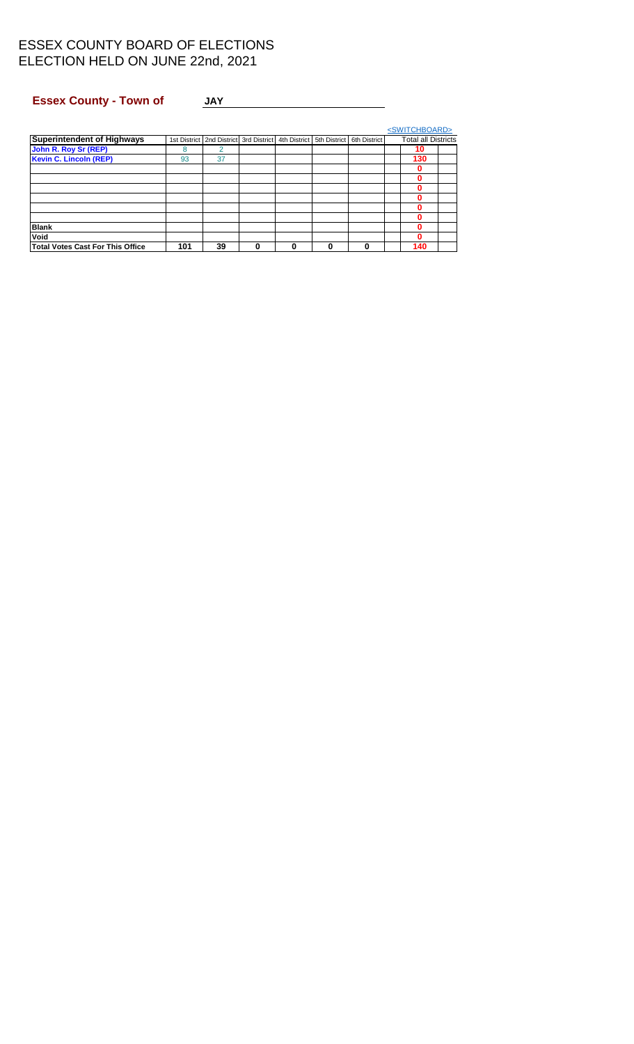# ESSEX COUNTY BOARD OF ELECTIONS
# ELECTION HELD ON JUNE 22nd, 2021

**Essex County - Town of** **JAY**

<SWITCHBOARD>

| Superintendent of Highways | 1st District | 2nd District | 3rd District | 4th District | 5th District | 6th District | Total all Districts |
|---|---|---|---|---|---|---|---|
| John R. Roy Sr (REP) | 8 | 2 | | | | | 10 |
| Kevin C. Lincoln (REP) | 93 | 37 | | | | | 130 |
| | | | | | | | 0 |
| | | | | | | | 0 |
| | | | | | | | 0 |
| | | | | | | | 0 |
| | | | | | | | 0 |
| | | | | | | | 0 |
| Blank | | | | | | | 0 |
| Void | | | | | | | 0 |
| Total Votes Cast For This Office | 101 | 39 | 0 | 0 | 0 | 0 | 140 |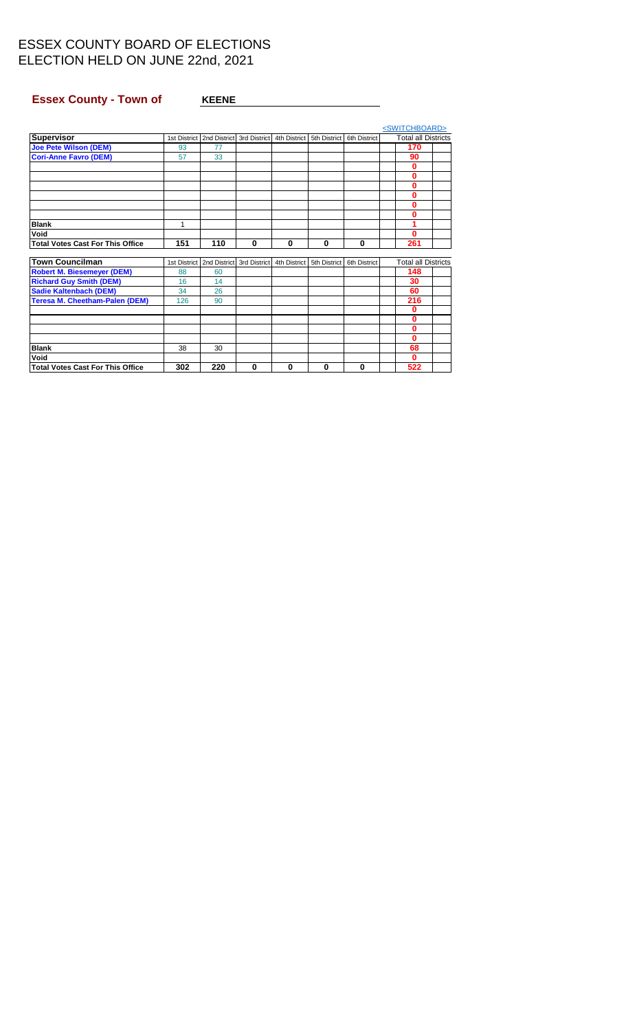# ESSEX COUNTY BOARD OF ELECTIONS
# ELECTION HELD ON JUNE 22nd, 2021

## Essex County - Town of KEENE

<SWITCHBOARD>

| Supervisor | 1st District | 2nd District | 3rd District | 4th District | 5th District | 6th District | Total all Districts |
|---|---|---|---|---|---|---|---|
| Joe Pete Wilson (DEM) | 93 | 77 | | | | | 170 |
| Cori-Anne Favro (DEM) | 57 | 33 | | | | | 90 |
| | | | | | | | 0 |
| | | | | | | | 0 |
| | | | | | | | 0 |
| | | | | | | | 0 |
| | | | | | | | 0 |
| | | | | | | | 0 |
| Blank | 1 | | | | | | 1 |
| Void | | | | | | | 0 |
| Total Votes Cast For This Office | 151 | 110 | 0 | 0 | 0 | 0 | 261 |

| Town Councilman | 1st District | 2nd District | 3rd District | 4th District | 5th District | 6th District | Total all Districts |
|---|---|---|---|---|---|---|---|
| Robert M. Biesemeyer (DEM) | 88 | 60 | | | | | 148 |
| Richard Guy Smith (DEM) | 16 | 14 | | | | | 30 |
| Sadie Kaltenbach (DEM) | 34 | 26 | | | | | 60 |
| Teresa M. Cheetham-Palen (DEM) | 126 | 90 | | | | | 216 |
| | | | | | | | 0 |
| | | | | | | | 0 |
| | | | | | | | 0 |
| | | | | | | | 0 |
| Blank | 38 | 30 | | | | | 68 |
| Void | | | | | | | 0 |
| Total Votes Cast For This Office | 302 | 220 | 0 | 0 | 0 | 0 | 522 |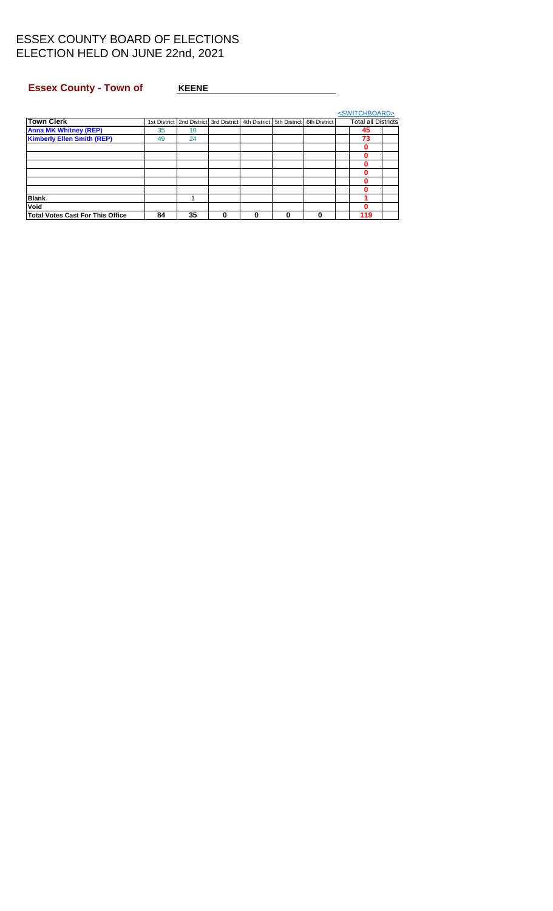# ESSEX COUNTY BOARD OF ELECTIONS
# ELECTION HELD ON JUNE 22nd, 2021

**Essex County - Town of** **KEENE**

<SWITCHBOARD>

| Town Clerk | 1st District | 2nd District | 3rd District | 4th District | 5th District | 6th District | Total all Districts |
|---|---|---|---|---|---|---|---|
| **Anna MK Whitney (REP)** | 35 | 10 | | | | | **45** |
| **Kimberly Ellen Smith (REP)** | 49 | 24 | | | | | **73** |
| | | | | | | | **0** |
| | | | | | | | **0** |
| | | | | | | | **0** |
| | | | | | | | **0** |
| | | | | | | | **0** |
| | | | | | | | **0** |
| **Blank** | | 1 | | | | | **1** |
| **Void** | | | | | | | **0** |
| **Total Votes Cast For This Office** | **84** | **35** | **0** | **0** | **0** | **0** | **119** |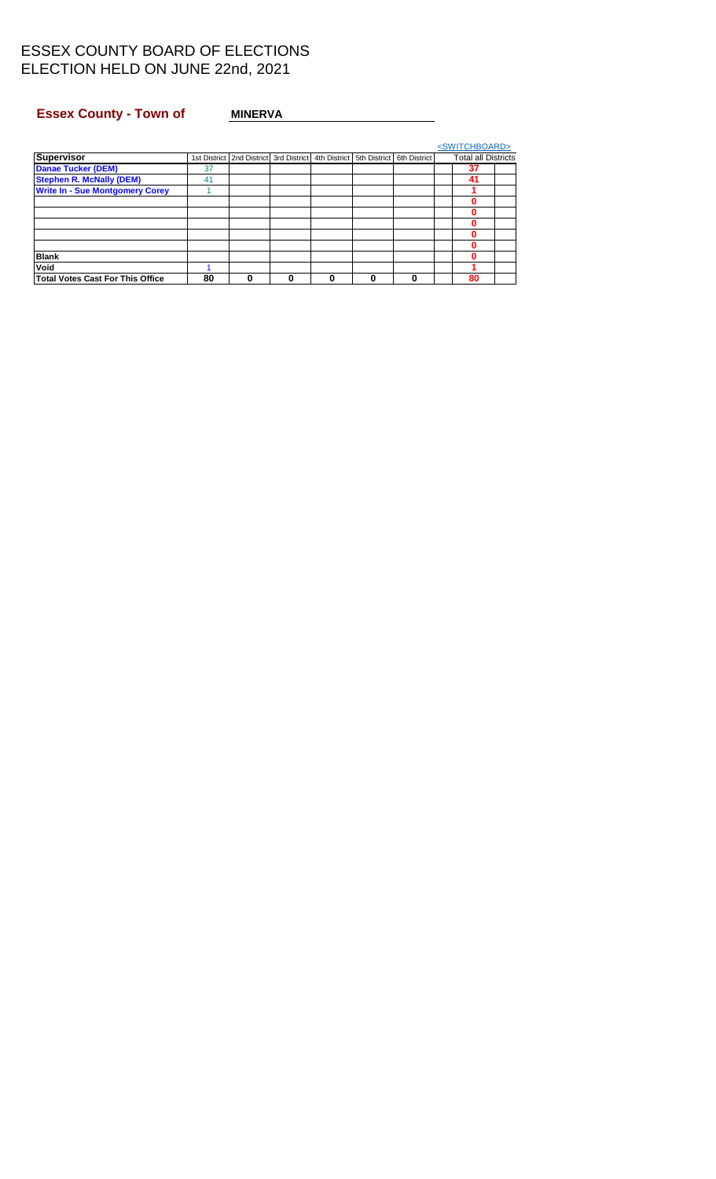# ESSEX COUNTY BOARD OF ELECTIONS
# ELECTION HELD ON JUNE 22nd, 2021

**Essex County - Town of** **MINERVA**

<SWITCHBOARD>

| Supervisor | 1st District | 2nd District | 3rd District | 4th District | 5th District | 6th District | Total all Districts |
|---|---|---|---|---|---|---|---|
| Danae Tucker (DEM) | 37 | | | | | | 37 |
| Stephen R. McNally (DEM) | 41 | | | | | | 41 |
| Write In - Sue Montgomery Corey | 1 | | | | | | 1 |
| | | | | | | | 0 |
| | | | | | | | 0 |
| | | | | | | | 0 |
| | | | | | | | 0 |
| | | | | | | | 0 |
| Blank | | | | | | | 0 |
| Void | 1 | | | | | | 1 |
| Total Votes Cast For This Office | 80 | 0 | 0 | 0 | 0 | 0 | 80 |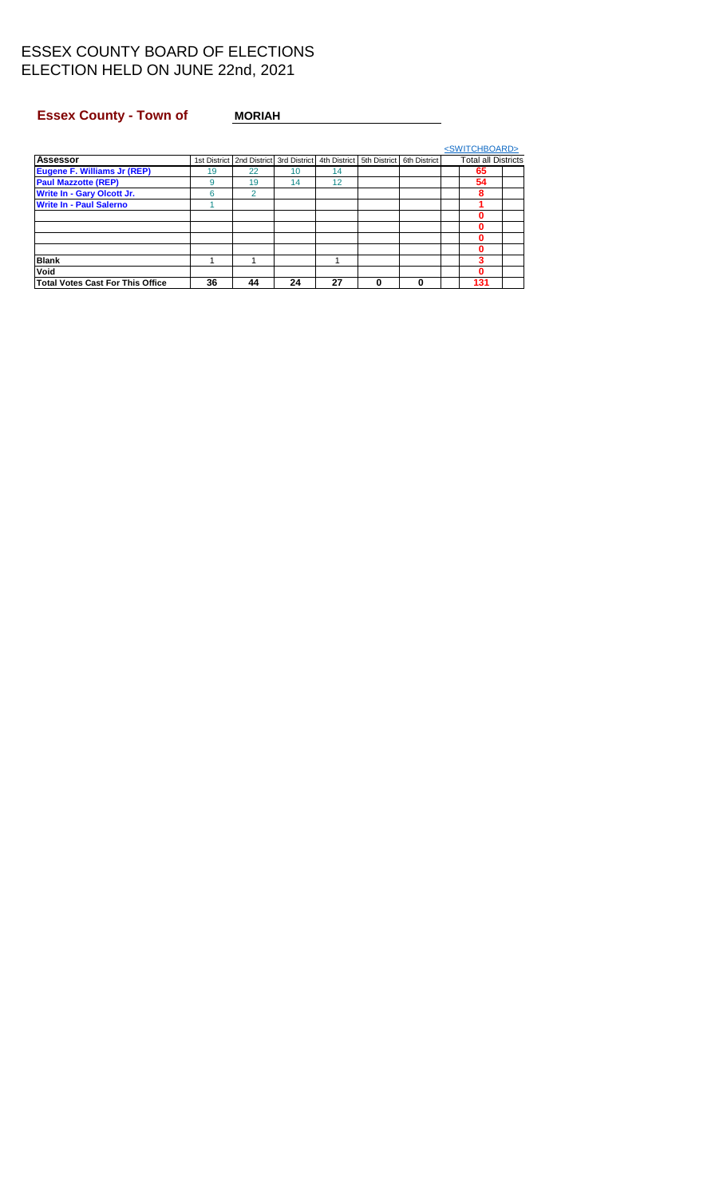# ESSEX COUNTY BOARD OF ELECTIONS
# ELECTION HELD ON JUNE 22nd, 2021

**Essex County - Town of** **MORIAH**

<SWITCHBOARD>

| Assessor | 1st District | 2nd District | 3rd District | 4th District | 5th District | 6th District | Total all Districts |
|---|---|---|---|---|---|---|---|
| **Eugene F. Williams Jr (REP)** | 19 | 22 | 10 | 14 | | | **65** |
| **Paul Mazzotte (REP)** | 9 | 19 | 14 | 12 | | | **54** |
| **Write In - Gary Olcott Jr.** | 6 | 2 | | | | | **8** |
| **Write In - Paul Salerno** | 1 | | | | | | **1** |
| | | | | | | | **0** |
| | | | | | | | **0** |
| | | | | | | | **0** |
| | | | | | | | **0** |
| **Blank** | 1 | 1 | | 1 | | | **3** |
| **Void** | | | | | | | **0** |
| **Total Votes Cast For This Office** | **36** | **44** | **24** | **27** | **0** | **0** | **131** |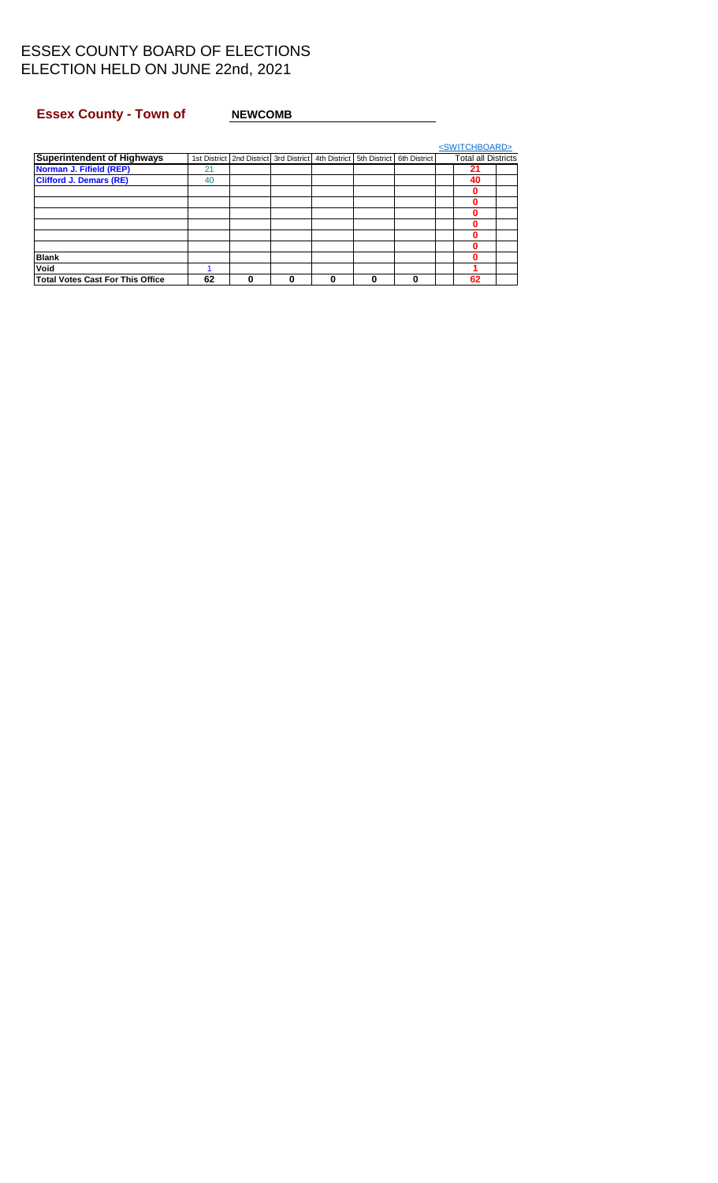# ESSEX COUNTY BOARD OF ELECTIONS
# ELECTION HELD ON JUNE 22nd, 2021

**Essex County - Town of** **NEWCOMB**

<SWITCHBOARD>

| Superintendent of Highways | 1st District | 2nd District | 3rd District | 4th District | 5th District | 6th District | Total all Districts |
|---|---|---|---|---|---|---|---|
| Norman J. Fifield (REP) | 21 | | | | | | 21 |
| Clifford J. Demars (RE) | 40 | | | | | | 40 |
| | | | | | | | 0 |
| | | | | | | | 0 |
| | | | | | | | 0 |
| | | | | | | | 0 |
| | | | | | | | 0 |
| | | | | | | | 0 |
| Blank | | | | | | | 0 |
| Void | 1 | | | | | | 1 |
| Total Votes Cast For This Office | 62 | 0 | 0 | 0 | 0 | 0 | 62 |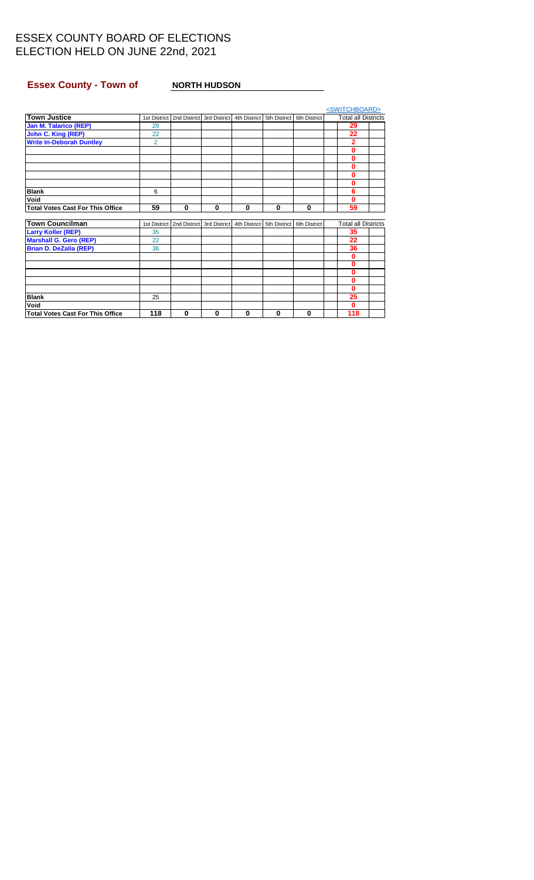# ESSEX COUNTY BOARD OF ELECTIONS
# ELECTION HELD ON JUNE 22nd, 2021

**Essex County - Town of** **NORTH HUDSON**

<SWITCHBOARD>

| Town Justice | 1st District | 2nd District | 3rd District | 4th District | 5th District | 6th District | Total all Districts |
|---|---|---|---|---|---|---|---|
| Jan M. Talarico (REP) | 29 | | | | | | 29 |
| John C. King (REP) | 22 | | | | | | 22 |
| Write In-Deborah Duntley | 2 | | | | | | 2 |
| | | | | | | | 0 |
| | | | | | | | 0 |
| | | | | | | | 0 |
| | | | | | | | 0 |
| | | | | | | | 0 |
| Blank | 6 | | | | | | 6 |
| Void | | | | | | | 0 |
| Total Votes Cast For This Office | 59 | 0 | 0 | 0 | 0 | 0 | 59 |

| Town Councilman | 1st District | 2nd District | 3rd District | 4th District | 5th District | 6th District | Total all Districts |
|---|---|---|---|---|---|---|---|
| Larry Koller (REP) | 35 | | | | | | 35 |
| Marshall G. Gero (REP) | 22 | | | | | | 22 |
| Brian D. DeZalia (REP) | 36 | | | | | | 36 |
| | | | | | | | 0 |
| | | | | | | | 0 |
| | | | | | | | 0 |
| | | | | | | | 0 |
| | | | | | | | 0 |
| Blank | 25 | | | | | | 25 |
| Void | | | | | | | 0 |
| Total Votes Cast For This Office | 118 | 0 | 0 | 0 | 0 | 0 | 118 |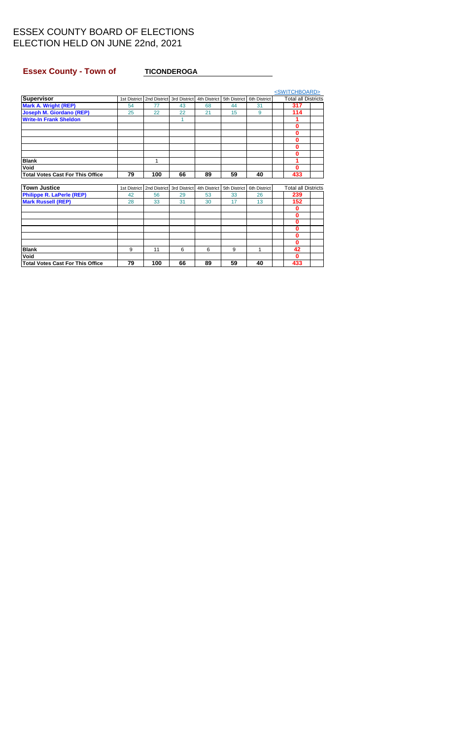# ESSEX COUNTY BOARD OF ELECTIONS
# ELECTION HELD ON JUNE 22nd, 2021

**Essex County - Town of** **TICONDEROGA**

<SWITCHBOARD>

| Supervisor | 1st District | 2nd District | 3rd District | 4th District | 5th District | 6th District | Total all Districts |
|---|---|---|---|---|---|---|---|
| Mark A. Wright (REP) | 54 | 77 | 43 | 68 | 44 | 31 | 317 |
| Joseph M. Giordano (REP) | 25 | 22 | 22 | 21 | 15 | 9 | 114 |
| Write-In Frank Sheldon | | | 1 | | | | 1 |
| | | | | | | | 0 |
| | | | | | | | 0 |
| | | | | | | | 0 |
| | | | | | | | 0 |
| | | | | | | | 0 |
| Blank | | 1 | | | | | 1 |
| Void | | | | | | | 0 |
| Total Votes Cast For This Office | 79 | 100 | 66 | 89 | 59 | 40 | 433 |

| Town Justice | 1st District | 2nd District | 3rd District | 4th District | 5th District | 6th District | Total all Districts |
|---|---|---|---|---|---|---|---|
| Philippe R. LaPerle (REP) | 42 | 56 | 29 | 53 | 33 | 26 | 239 |
| Mark Russell (REP) | 28 | 33 | 31 | 30 | 17 | 13 | 152 |
| | | | | | | | 0 |
| | | | | | | | 0 |
| | | | | | | | 0 |
| | | | | | | | 0 |
| | | | | | | | 0 |
| | | | | | | | 0 |
| Blank | 9 | 11 | 6 | 6 | 9 | 1 | 42 |
| Void | | | | | | | 0 |
| Total Votes Cast For This Office | 79 | 100 | 66 | 89 | 59 | 40 | 433 |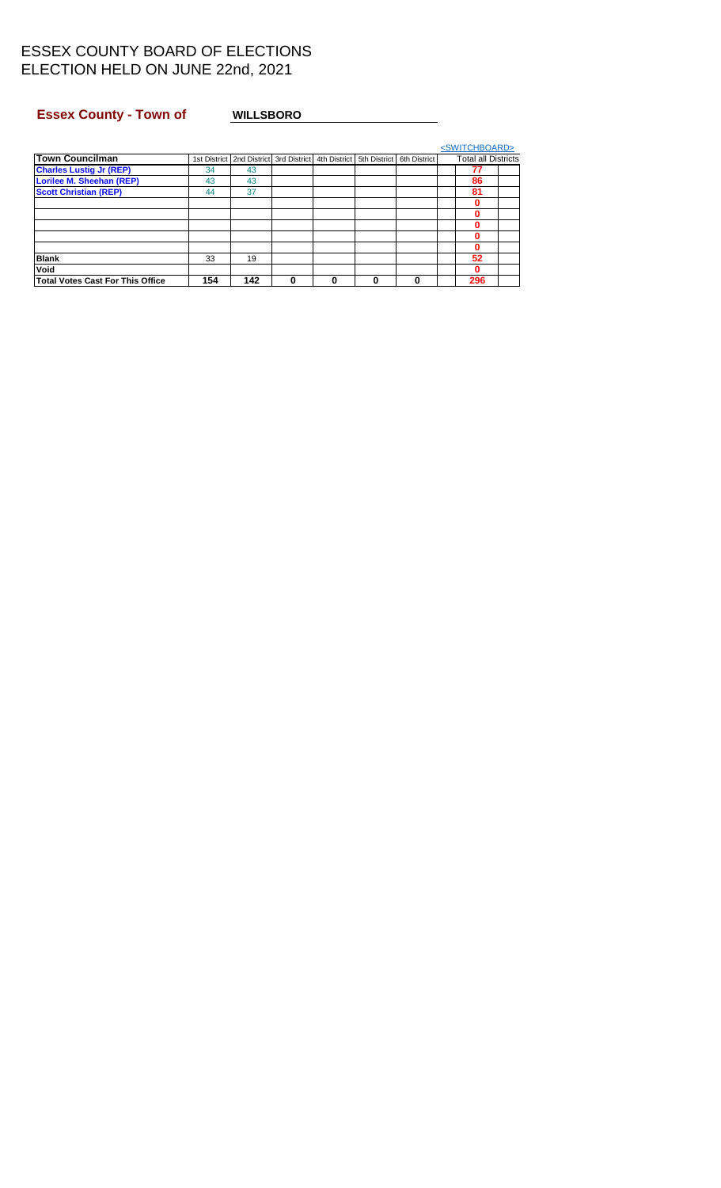# ESSEX COUNTY BOARD OF ELECTIONS
# ELECTION HELD ON JUNE 22nd, 2021

**Essex County - Town of** **WILLSBORO**

<SWITCHBOARD>

| Town Councilman | 1st District | 2nd District | 3rd District | 4th District | 5th District | 6th District | Total all Districts |
|---|---|---|---|---|---|---|---|
| Charles Lustig Jr (REP) | 34 | 43 | | | | | 77 |
| Lorilee M. Sheehan (REP) | 43 | 43 | | | | | 86 |
| Scott Christian (REP) | 44 | 37 | | | | | 81 |
| | | | | | | | 0 |
| | | | | | | | 0 |
| | | | | | | | 0 |
| | | | | | | | 0 |
| | | | | | | | 0 |
| Blank | 33 | 19 | | | | | 52 |
| Void | | | | | | | 0 |
| Total Votes Cast For This Office | 154 | 142 | 0 | 0 | 0 | 0 | 296 |